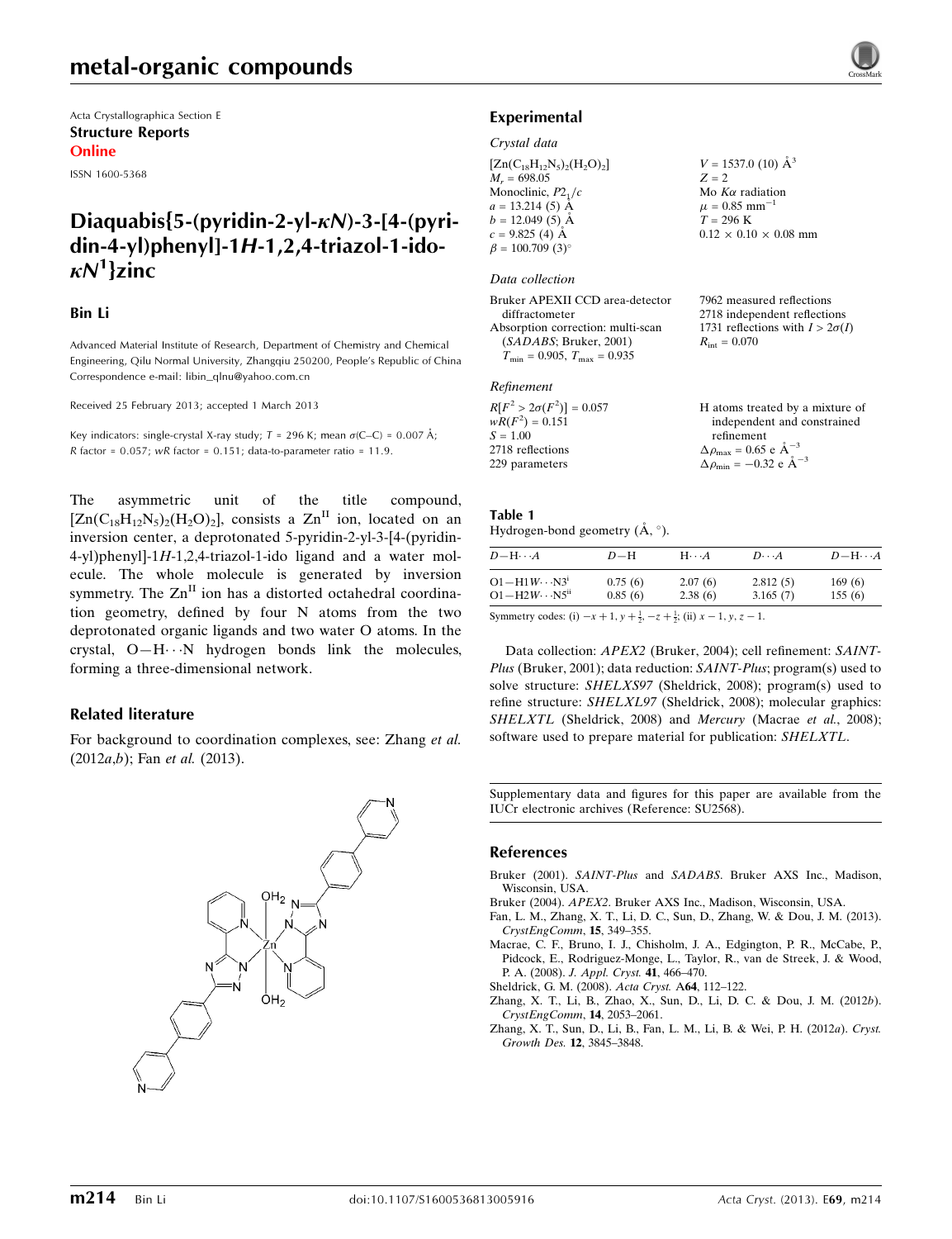Acta Crystallographica Section E

**Structure Reports**

**Online**

ISSN 1600-5368

# Diaquabis{5-(pyridin-2-yl-κN)-3-[4-(pyridin-4-yl)phenyl]-1H-1,2,4-triazol-1-ido-κN[1]}zinc

### Bin Li

Advanced Material Institute of Research, Department of Chemistry and Chemical Engineering, Qilu Normal University, Zhangqiu 250200, People's Republic of China
Correspondence e-mail: libin_qlnu@yahoo.com.cn

Received 25 February 2013; accepted 1 March 2013

Key indicators: single-crystal X-ray study; $T = 296$ K; mean $\sigma$(C–C) = 0.007 Å; $R$ factor = 0.057; $wR$ factor = 0.151; data-to-parameter ratio = 11.9.

The asymmetric unit of the title compound, $[Zn(C_{18}H_{12}N_5)_2(H_2O)_2]$, consists a $Zn^{II}$ ion, located on an inversion center, a deprotonated 5-pyridin-2-yl-3-[4-(pyridin-4-yl)phenyl]-1H-1,2,4-triazol-1-ido ligand and a water molecule. The whole molecule is generated by inversion symmetry. The $Zn^{II}$ ion has a distorted octahedral coordination geometry, defined by four N atoms from the two deprotonated organic ligands and two water O atoms. In the crystal, O—H⋯N hydrogen bonds link the molecules, forming a three-dimensional network.

## Related literature

For background to coordination complexes, see: Zhang *et al.* (2012*a*,*b*); Fan *et al.* (2013).

## Experimental

### Crystal data

$[Zn(C_{18}H_{12}N_5)_2(H_2O)_2]$
$M_r = 698.05$
Monoclinic, $P2_1/c$
$a = 13.214$ (5) Å
$b = 12.049$ (5) Å
$c = 9.825$ (4) Å
$\beta = 100.709$ (3)°
$V = 1537.0$ (10) Å$^3$
$Z = 2$
Mo $K\alpha$ radiation
$\mu = 0.85$ mm$^{-1}$
$T = 296$ K
0.12 × 0.10 × 0.08 mm

### Data collection

Bruker APEXII CCD area-detector diffractometer
Absorption correction: multi-scan (*SADABS*; Bruker, 2001)
$T_{min} = 0.905$, $T_{max} = 0.935$
7962 measured reflections
2718 independent reflections
1731 reflections with $I > 2\sigma(I)$
$R_{int} = 0.070$

### Refinement

$R[F^2 > 2\sigma(F^2)] = 0.057$
$wR(F^2) = 0.151$
$S = 1.00$
2718 reflections
229 parameters
H atoms treated by a mixture of independent and constrained refinement
$\Delta\rho_{max} = 0.65$ e Å$^{-3}$
$\Delta\rho_{min} = -0.32$ e Å$^{-3}$

**Table 1**
Hydrogen-bond geometry (Å, °).

| $D$—H⋯$A$ | $D$—H | H⋯$A$ | $D$⋯$A$ | $D$—H⋯$A$ |
|---|---|---|---|---|
| O1—H1$W$⋯N3$^{i}$ | 0.75 (6) | 2.07 (6) | 2.812 (5) | 169 (6) |
| O1—H2$W$⋯N5$^{ii}$ | 0.85 (6) | 2.38 (6) | 3.165 (7) | 155 (6) |

Symmetry codes: (i) $-x+1, y+\frac{1}{2}, -z+\frac{1}{2}$; (ii) $x-1, y, z-1$.

Data collection: *APEX2* (Bruker, 2004); cell refinement: *SAINT-Plus* (Bruker, 2001); data reduction: *SAINT-Plus*; program(s) used to solve structure: *SHELXS97* (Sheldrick, 2008); program(s) used to refine structure: *SHELXL97* (Sheldrick, 2008); molecular graphics: *SHELXTL* (Sheldrick, 2008) and *Mercury* (Macrae *et al.*, 2008); software used to prepare material for publication: *SHELXTL*.

Supplementary data and figures for this paper are available from the IUCr electronic archives (Reference: SU2568).

## References

Bruker (2001). *SAINT-Plus* and *SADABS*. Bruker AXS Inc., Madison, Wisconsin, USA.
Bruker (2004). *APEX2*. Bruker AXS Inc., Madison, Wisconsin, USA.
Fan, L. M., Zhang, X. T., Li, D. C., Sun, D., Zhang, W. & Dou, J. M. (2013). *CrystEngComm*, **15**, 349–355.
Macrae, C. F., Bruno, I. J., Chisholm, J. A., Edgington, P. R., McCabe, P., Pidcock, E., Rodriguez-Monge, L., Taylor, R., van de Streek, J. & Wood, P. A. (2008). *J. Appl. Cryst.* **41**, 466–470.
Sheldrick, G. M. (2008). *Acta Cryst.* A**64**, 112–122.
Zhang, X. T., Li, B., Zhao, X., Sun, D., Li, D. C. & Dou, J. M. (2012*b*). *CrystEngComm*, **14**, 2053–2061.
Zhang, X. T., Sun, D., Li, B., Fan, L. M., Li, B. & Wei, P. H. (2012*a*). *Cryst. Growth Des.* **12**, 3845–3848.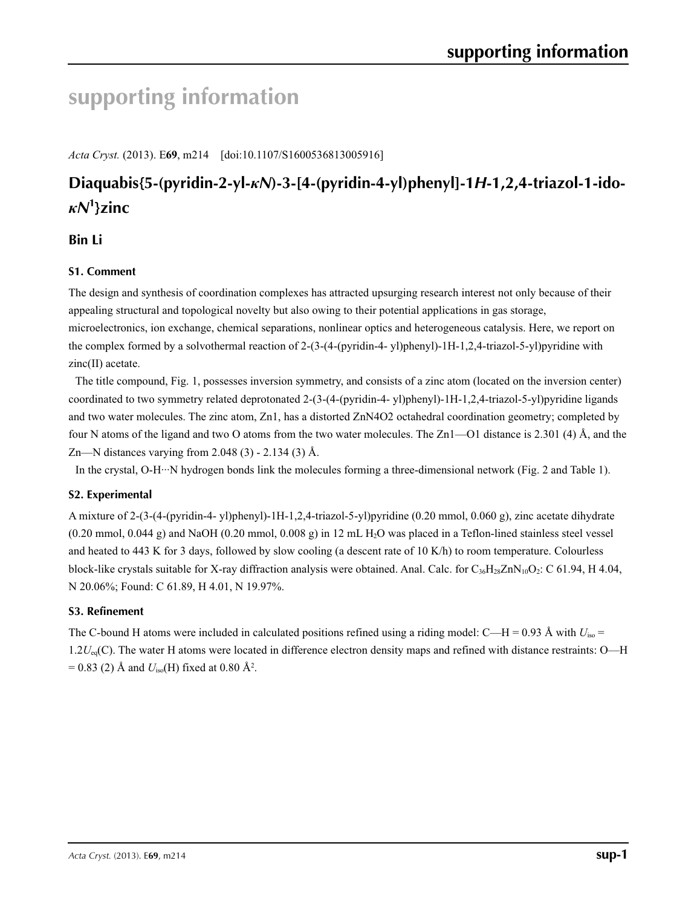# supporting information

*Acta Cryst.* (2013). E**69**, m214 [doi:10.1107/S1600536813005916]

## Diaquabis{5-(pyridin-2-yl-*κN*)-3-[4-(pyridin-4-yl)phenyl]-1*H*-1,2,4-triazol-1-ido-*κN*[1]}zinc

### Bin Li

### S1. Comment

The design and synthesis of coordination complexes has attracted upsurging research interest not only because of their appealing structural and topological novelty but also owing to their potential applications in gas storage, microelectronics, ion exchange, chemical separations, nonlinear optics and heterogeneous catalysis. Here, we report on the complex formed by a solvothermal reaction of 2-(3-(4-(pyridin-4- yl)phenyl)-1H-1,2,4-triazol-5-yl)pyridine with zinc(II) acetate.

The title compound, Fig. 1, possesses inversion symmetry, and consists of a zinc atom (located on the inversion center) coordinated to two symmetry related deprotonated 2-(3-(4-(pyridin-4- yl)phenyl)-1H-1,2,4-triazol-5-yl)pyridine ligands and two water molecules. The zinc atom, Zn1, has a distorted ZnN4O2 octahedral coordination geometry; completed by four N atoms of the ligand and two O atoms from the two water molecules. The Zn1—O1 distance is 2.301 (4) Å, and the Zn—N distances varying from 2.048 (3) - 2.134 (3) Å.

In the crystal, O-H···N hydrogen bonds link the molecules forming a three-dimensional network (Fig. 2 and Table 1).

### S2. Experimental

A mixture of 2-(3-(4-(pyridin-4- yl)phenyl)-1H-1,2,4-triazol-5-yl)pyridine (0.20 mmol, 0.060 g), zinc acetate dihydrate (0.20 mmol, 0.044 g) and NaOH (0.20 mmol, 0.008 g) in 12 mL $H_2O$ was placed in a Teflon-lined stainless steel vessel and heated to 443 K for 3 days, followed by slow cooling (a descent rate of 10 K/h) to room temperature. Colourless block-like crystals suitable for X-ray diffraction analysis were obtained. Anal. Calc. for $C_{36}H_{28}ZnN_{10}O_2$: C 61.94, H 4.04, N 20.06%; Found: C 61.89, H 4.01, N 19.97%.

### S3. Refinement

The C-bound H atoms were included in calculated positions refined using a riding model: C—H = 0.93 Å with $U_{iso}$ = $1.2U_{eq}$(C). The water H atoms were located in difference electron density maps and refined with distance restraints: O—H = 0.83 (2) Å and $U_{iso}$(H) fixed at 0.80 Å$^2$.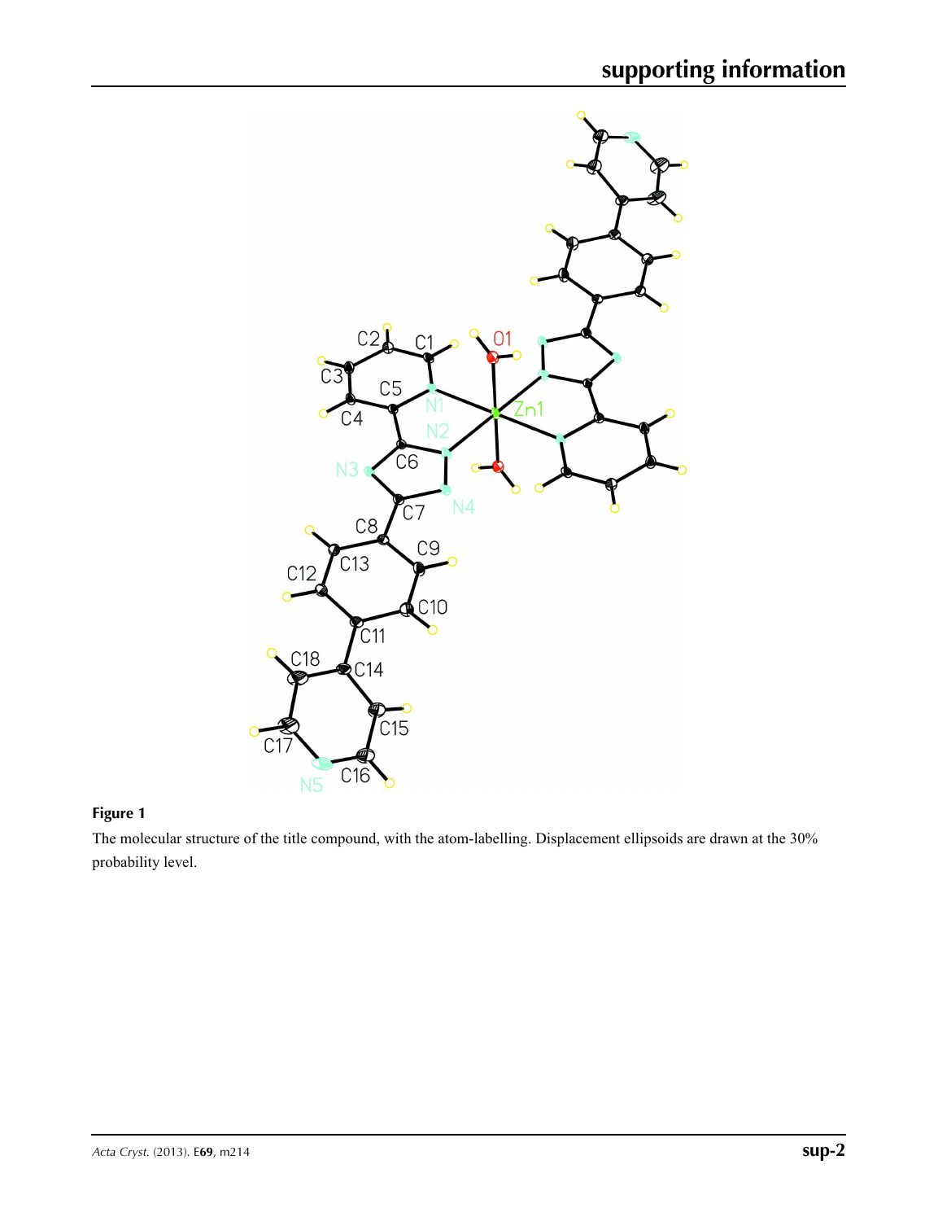**Figure 1**

The molecular structure of the title compound, with the atom-labelling. Displacement ellipsoids are drawn at the 30% probability level.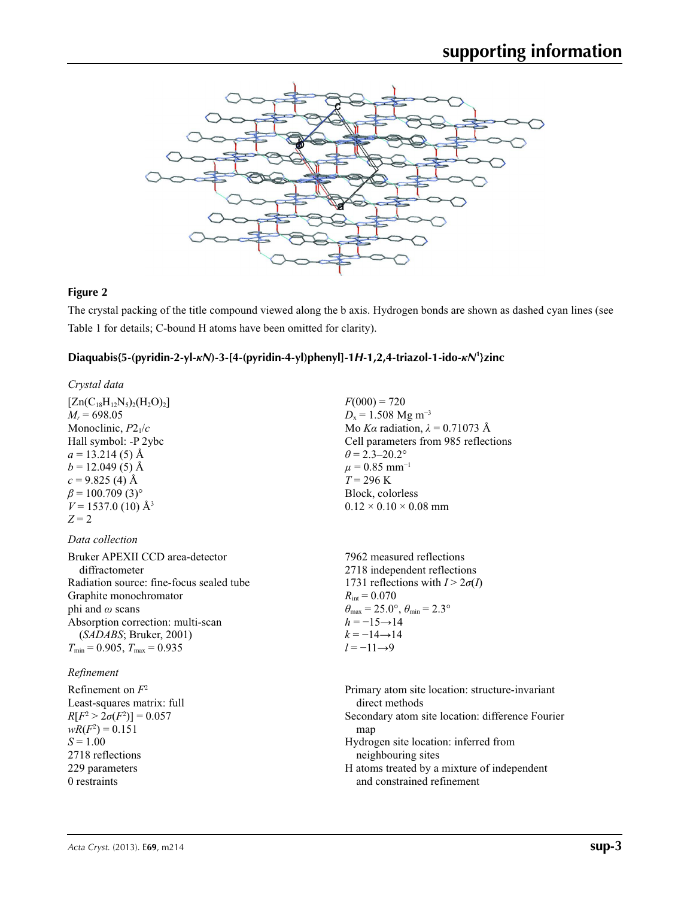**Figure 2**

The crystal packing of the title compound viewed along the b axis. Hydrogen bonds are shown as dashed cyan lines (see Table 1 for details; C-bound H atoms have been omitted for clarity).

## Diaquabis{5-(pyridin-2-yl-*κN*)-3-[4-(pyridin-4-yl)phenyl]-1*H*-1,2,4-triazol-1-ido-*κN*[1]}zinc

### *Crystal data*

$[Zn(C_{18}H_{12}N_5)_2(H_2O)_2]$
$M_r = 698.05$
Monoclinic, $P2_1/c$
Hall symbol: -P 2ybc
$a = 13.214$ (5) Å
$b = 12.049$ (5) Å
$c = 9.825$ (4) Å
$\beta = 100.709$ (3)°
$V = 1537.0$ (10) Å$^3$
$Z = 2$
$F(000) = 720$
$D_x = 1.508$ Mg m$^{-3}$
Mo $K\alpha$ radiation, $\lambda = 0.71073$ Å
Cell parameters from 985 reflections
$\theta = 2.3$–$20.2°$
$\mu = 0.85$ mm$^{-1}$
$T = 296$ K
Block, colorless
0.12 × 0.10 × 0.08 mm

### *Data collection*

Bruker APEXII CCD area-detector diffractometer
Radiation source: fine-focus sealed tube
Graphite monochromator
phi and $\omega$ scans
Absorption correction: multi-scan (*SADABS*; Bruker, 2001)
$T_{min} = 0.905$, $T_{max} = 0.935$
7962 measured reflections
2718 independent reflections
1731 reflections with $I > 2\sigma(I)$
$R_{int} = 0.070$
$\theta_{max} = 25.0°$, $\theta_{min} = 2.3°$
$h = -15 \rightarrow 14$
$k = -14 \rightarrow 14$
$l = -11 \rightarrow 9$

### *Refinement*

Refinement on $F^2$
Least-squares matrix: full
$R[F^2 > 2\sigma(F^2)] = 0.057$
$wR(F^2) = 0.151$
$S = 1.00$
2718 reflections
229 parameters
0 restraints
Primary atom site location: structure-invariant direct methods
Secondary atom site location: difference Fourier map
Hydrogen site location: inferred from neighbouring sites
H atoms treated by a mixture of independent and constrained refinement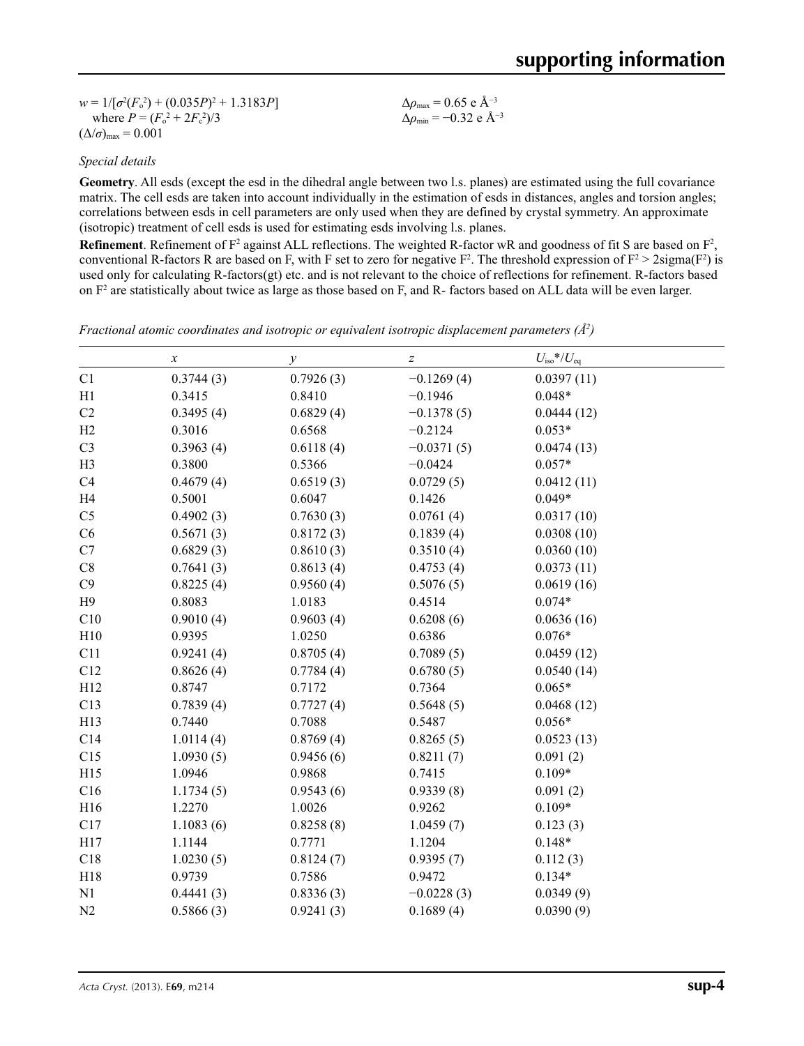$w = 1/[\sigma^2(F_o^2) + (0.035P)^2 + 1.3183P]$
where $P = (F_o^2 + 2F_c^2)/3$
$(\Delta/\sigma)_{max} = 0.001$

$\Delta\rho_{max} = 0.65$ e Å$^{-3}$
$\Delta\rho_{min} = -0.32$ e Å$^{-3}$

*Special details*

**Geometry**. All esds (except the esd in the dihedral angle between two l.s. planes) are estimated using the full covariance matrix. The cell esds are taken into account individually in the estimation of esds in distances, angles and torsion angles; correlations between esds in cell parameters are only used when they are defined by crystal symmetry. An approximate (isotropic) treatment of cell esds is used for estimating esds involving l.s. planes.

**Refinement**. Refinement of $F^2$ against ALL reflections. The weighted R-factor wR and goodness of fit S are based on $F^2$, conventional R-factors R are based on F, with F set to zero for negative $F^2$. The threshold expression of $F^2 > 2\text{sigma}(F^2)$ is used only for calculating R-factors(gt) etc. and is not relevant to the choice of reflections for refinement. R-factors based on $F^2$ are statistically about twice as large as those based on F, and R- factors based on ALL data will be even larger.

*Fractional atomic coordinates and isotropic or equivalent isotropic displacement parameters (Å$^2$)*

| | $x$ | $y$ | $z$ | $U_{iso}$*/$U_{eq}$ |
|---|---|---|---|---|
| C1 | 0.3744 (3) | 0.7926 (3) | −0.1269 (4) | 0.0397 (11) |
| H1 | 0.3415 | 0.8410 | −0.1946 | 0.048* |
| C2 | 0.3495 (4) | 0.6829 (4) | −0.1378 (5) | 0.0444 (12) |
| H2 | 0.3016 | 0.6568 | −0.2124 | 0.053* |
| C3 | 0.3963 (4) | 0.6118 (4) | −0.0371 (5) | 0.0474 (13) |
| H3 | 0.3800 | 0.5366 | −0.0424 | 0.057* |
| C4 | 0.4679 (4) | 0.6519 (3) | 0.0729 (5) | 0.0412 (11) |
| H4 | 0.5001 | 0.6047 | 0.1426 | 0.049* |
| C5 | 0.4902 (3) | 0.7630 (3) | 0.0761 (4) | 0.0317 (10) |
| C6 | 0.5671 (3) | 0.8172 (3) | 0.1839 (4) | 0.0308 (10) |
| C7 | 0.6829 (3) | 0.8610 (3) | 0.3510 (4) | 0.0360 (10) |
| C8 | 0.7641 (3) | 0.8613 (4) | 0.4753 (4) | 0.0373 (11) |
| C9 | 0.8225 (4) | 0.9560 (4) | 0.5076 (5) | 0.0619 (16) |
| H9 | 0.8083 | 1.0183 | 0.4514 | 0.074* |
| C10 | 0.9010 (4) | 0.9603 (4) | 0.6208 (6) | 0.0636 (16) |
| H10 | 0.9395 | 1.0250 | 0.6386 | 0.076* |
| C11 | 0.9241 (4) | 0.8705 (4) | 0.7089 (5) | 0.0459 (12) |
| C12 | 0.8626 (4) | 0.7784 (4) | 0.6780 (5) | 0.0540 (14) |
| H12 | 0.8747 | 0.7172 | 0.7364 | 0.065* |
| C13 | 0.7839 (4) | 0.7727 (4) | 0.5648 (5) | 0.0468 (12) |
| H13 | 0.7440 | 0.7088 | 0.5487 | 0.056* |
| C14 | 1.0114 (4) | 0.8769 (4) | 0.8265 (5) | 0.0523 (13) |
| C15 | 1.0930 (5) | 0.9456 (6) | 0.8211 (7) | 0.091 (2) |
| H15 | 1.0946 | 0.9868 | 0.7415 | 0.109* |
| C16 | 1.1734 (5) | 0.9543 (6) | 0.9339 (8) | 0.091 (2) |
| H16 | 1.2270 | 1.0026 | 0.9262 | 0.109* |
| C17 | 1.1083 (6) | 0.8258 (8) | 1.0459 (7) | 0.123 (3) |
| H17 | 1.1144 | 0.7771 | 1.1204 | 0.148* |
| C18 | 1.0230 (5) | 0.8124 (7) | 0.9395 (7) | 0.112 (3) |
| H18 | 0.9739 | 0.7586 | 0.9472 | 0.134* |
| N1 | 0.4441 (3) | 0.8336 (3) | −0.0228 (3) | 0.0349 (9) |
| N2 | 0.5866 (3) | 0.9241 (3) | 0.1689 (4) | 0.0390 (9) |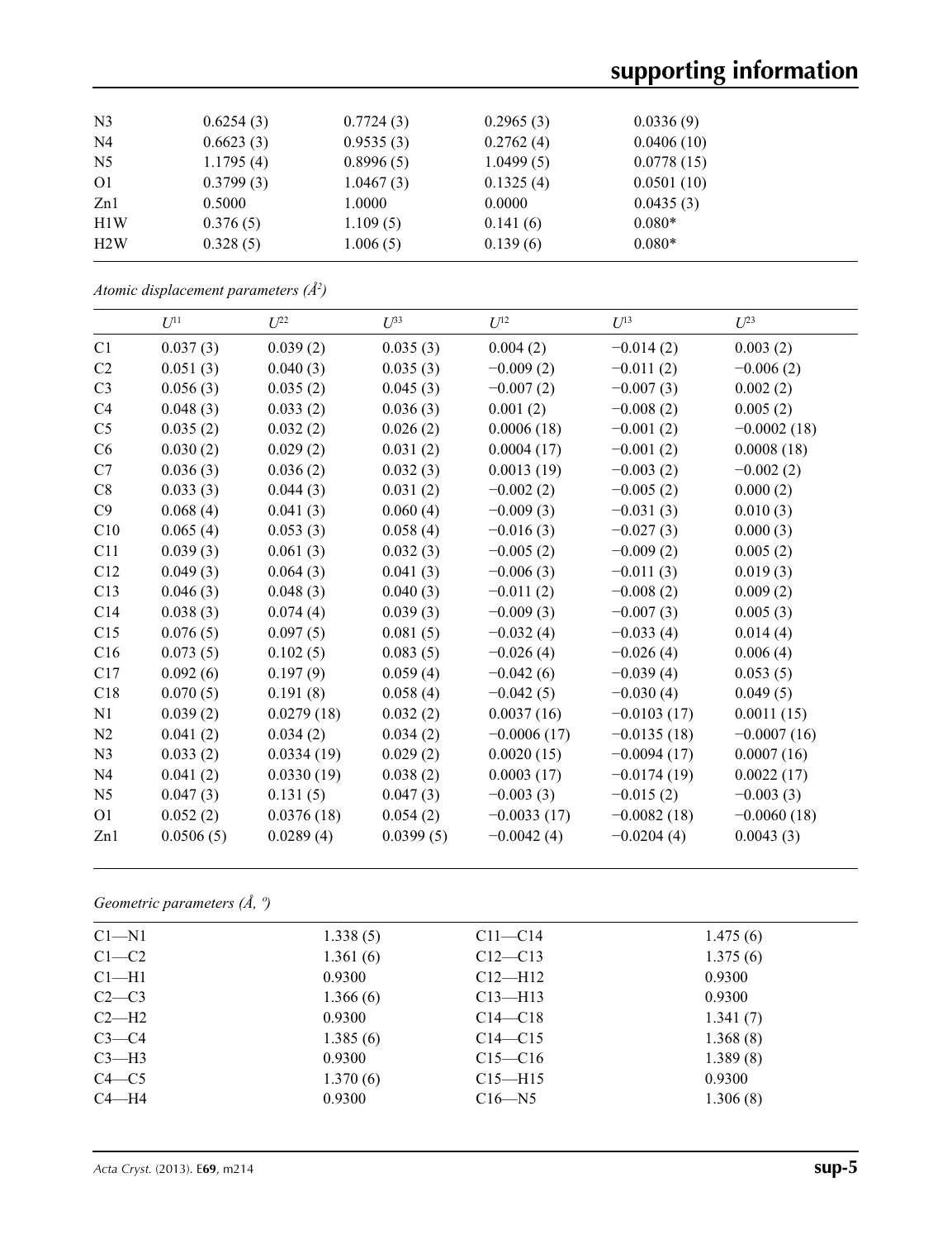| | | | | |
|---|---|---|---|---|
| N3 | 0.6254 (3) | 0.7724 (3) | 0.2965 (3) | 0.0336 (9) |
| N4 | 0.6623 (3) | 0.9535 (3) | 0.2762 (4) | 0.0406 (10) |
| N5 | 1.1795 (4) | 0.8996 (5) | 1.0499 (5) | 0.0778 (15) |
| O1 | 0.3799 (3) | 1.0467 (3) | 0.1325 (4) | 0.0501 (10) |
| Zn1 | 0.5000 | 1.0000 | 0.0000 | 0.0435 (3) |
| H1W | 0.376 (5) | 1.109 (5) | 0.141 (6) | 0.080* |
| H2W | 0.328 (5) | 1.006 (5) | 0.139 (6) | 0.080* |

*Atomic displacement parameters (Å²)*

| | $U^{11}$ | $U^{22}$ | $U^{33}$ | $U^{12}$ | $U^{13}$ | $U^{23}$ |
|---|---|---|---|---|---|---|
| C1 | 0.037 (3) | 0.039 (2) | 0.035 (3) | 0.004 (2) | −0.014 (2) | 0.003 (2) |
| C2 | 0.051 (3) | 0.040 (3) | 0.035 (3) | −0.009 (2) | −0.011 (2) | −0.006 (2) |
| C3 | 0.056 (3) | 0.035 (2) | 0.045 (3) | −0.007 (2) | −0.007 (3) | 0.002 (2) |
| C4 | 0.048 (3) | 0.033 (2) | 0.036 (3) | 0.001 (2) | −0.008 (2) | 0.005 (2) |
| C5 | 0.035 (2) | 0.032 (2) | 0.026 (2) | 0.0006 (18) | −0.001 (2) | −0.0002 (18) |
| C6 | 0.030 (2) | 0.029 (2) | 0.031 (2) | 0.0004 (17) | −0.001 (2) | 0.0008 (18) |
| C7 | 0.036 (3) | 0.036 (2) | 0.032 (3) | 0.0013 (19) | −0.003 (2) | −0.002 (2) |
| C8 | 0.033 (3) | 0.044 (3) | 0.031 (2) | −0.002 (2) | −0.005 (2) | 0.000 (2) |
| C9 | 0.068 (4) | 0.041 (3) | 0.060 (4) | −0.009 (3) | −0.031 (3) | 0.010 (3) |
| C10 | 0.065 (4) | 0.053 (3) | 0.058 (4) | −0.016 (3) | −0.027 (3) | 0.000 (3) |
| C11 | 0.039 (3) | 0.061 (3) | 0.032 (3) | −0.005 (2) | −0.009 (2) | 0.005 (2) |
| C12 | 0.049 (3) | 0.064 (3) | 0.041 (3) | −0.006 (3) | −0.011 (3) | 0.019 (3) |
| C13 | 0.046 (3) | 0.048 (3) | 0.040 (3) | −0.011 (2) | −0.008 (2) | 0.009 (2) |
| C14 | 0.038 (3) | 0.074 (4) | 0.039 (3) | −0.009 (3) | −0.007 (3) | 0.005 (3) |
| C15 | 0.076 (5) | 0.097 (5) | 0.081 (5) | −0.032 (4) | −0.033 (4) | 0.014 (4) |
| C16 | 0.073 (5) | 0.102 (5) | 0.083 (5) | −0.026 (4) | −0.026 (4) | 0.006 (4) |
| C17 | 0.092 (6) | 0.197 (9) | 0.059 (4) | −0.042 (6) | −0.039 (4) | 0.053 (5) |
| C18 | 0.070 (5) | 0.191 (8) | 0.058 (4) | −0.042 (5) | −0.030 (4) | 0.049 (5) |
| N1 | 0.039 (2) | 0.0279 (18) | 0.032 (2) | 0.0037 (16) | −0.0103 (17) | 0.0011 (15) |
| N2 | 0.041 (2) | 0.034 (2) | 0.034 (2) | −0.0006 (17) | −0.0135 (18) | −0.0007 (16) |
| N3 | 0.033 (2) | 0.0334 (19) | 0.029 (2) | 0.0020 (15) | −0.0094 (17) | 0.0007 (16) |
| N4 | 0.041 (2) | 0.0330 (19) | 0.038 (2) | 0.0003 (17) | −0.0174 (19) | 0.0022 (17) |
| N5 | 0.047 (3) | 0.131 (5) | 0.047 (3) | −0.003 (3) | −0.015 (2) | −0.003 (3) |
| O1 | 0.052 (2) | 0.0376 (18) | 0.054 (2) | −0.0033 (17) | −0.0082 (18) | −0.0060 (18) |
| Zn1 | 0.0506 (5) | 0.0289 (4) | 0.0399 (5) | −0.0042 (4) | −0.0204 (4) | 0.0043 (3) |

*Geometric parameters (Å, º)*

| | | | |
|---|---|---|---|
| C1—N1 | 1.338 (5) | C11—C14 | 1.475 (6) |
| C1—C2 | 1.361 (6) | C12—C13 | 1.375 (6) |
| C1—H1 | 0.9300 | C12—H12 | 0.9300 |
| C2—C3 | 1.366 (6) | C13—H13 | 0.9300 |
| C2—H2 | 0.9300 | C14—C18 | 1.341 (7) |
| C3—C4 | 1.385 (6) | C14—C15 | 1.368 (8) |
| C3—H3 | 0.9300 | C15—C16 | 1.389 (8) |
| C4—C5 | 1.370 (6) | C15—H15 | 0.9300 |
| C4—H4 | 0.9300 | C16—N5 | 1.306 (8) |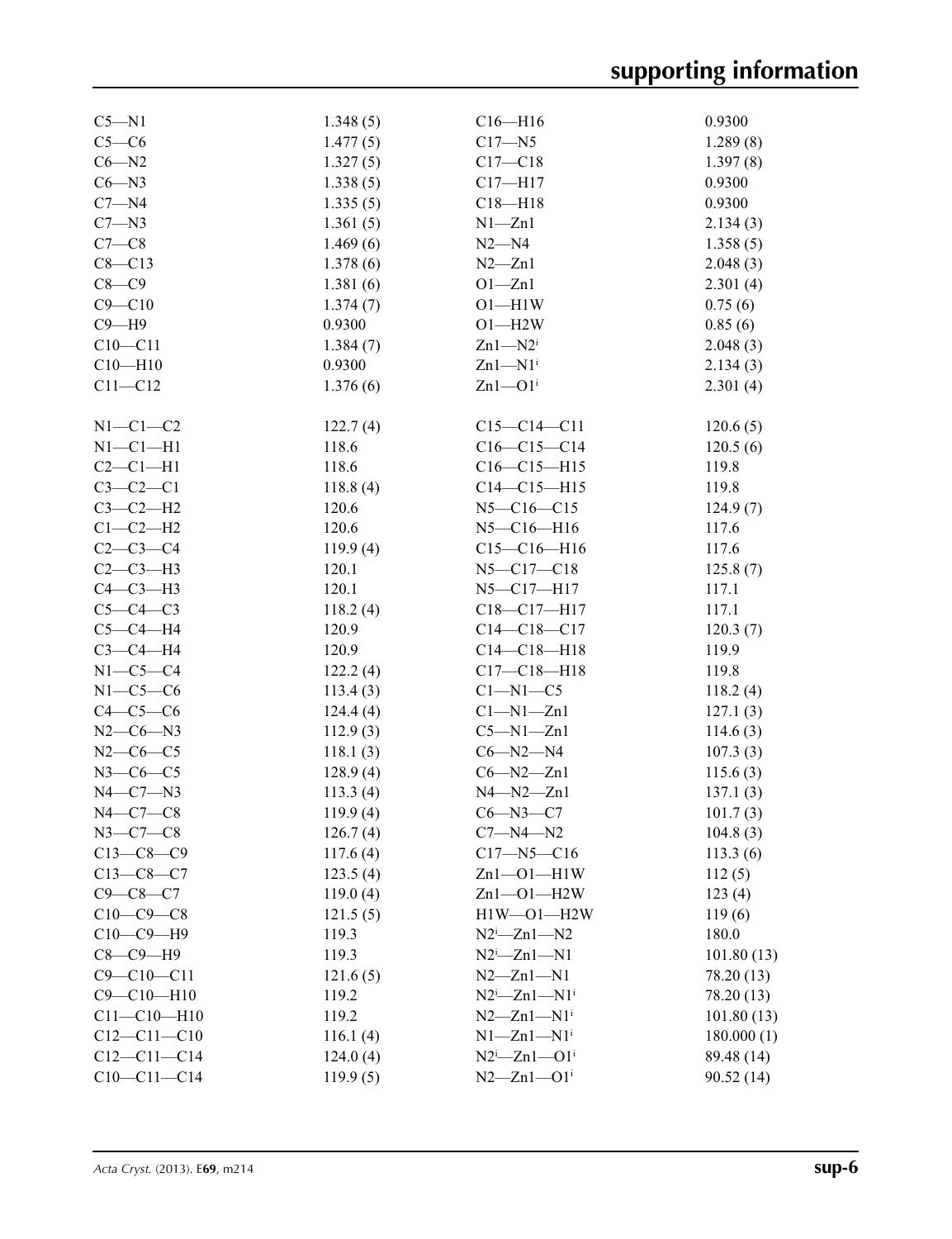| | | | |
|---|---|---|---|
| C5—N1 | 1.348 (5) | C16—H16 | 0.9300 |
| C5—C6 | 1.477 (5) | C17—N5 | 1.289 (8) |
| C6—N2 | 1.327 (5) | C17—C18 | 1.397 (8) |
| C6—N3 | 1.338 (5) | C17—H17 | 0.9300 |
| C7—N4 | 1.335 (5) | C18—H18 | 0.9300 |
| C7—N3 | 1.361 (5) | N1—Zn1 | 2.134 (3) |
| C7—C8 | 1.469 (6) | N2—N4 | 1.358 (5) |
| C8—C13 | 1.378 (6) | N2—Zn1 | 2.048 (3) |
| C8—C9 | 1.381 (6) | O1—Zn1 | 2.301 (4) |
| C9—C10 | 1.374 (7) | O1—H1W | 0.75 (6) |
| C9—H9 | 0.9300 | O1—H2W | 0.85 (6) |
| C10—C11 | 1.384 (7) | Zn1—N2[i] | 2.048 (3) |
| C10—H10 | 0.9300 | Zn1—N1[i] | 2.134 (3) |
| C11—C12 | 1.376 (6) | Zn1—O1[i] | 2.301 (4) |
| | | | |
| N1—C1—C2 | 122.7 (4) | C15—C14—C11 | 120.6 (5) |
| N1—C1—H1 | 118.6 | C16—C15—C14 | 120.5 (6) |
| C2—C1—H1 | 118.6 | C16—C15—H15 | 119.8 |
| C3—C2—C1 | 118.8 (4) | C14—C15—H15 | 119.8 |
| C3—C2—H2 | 120.6 | N5—C16—C15 | 124.9 (7) |
| C1—C2—H2 | 120.6 | N5—C16—H16 | 117.6 |
| C2—C3—C4 | 119.9 (4) | C15—C16—H16 | 117.6 |
| C2—C3—H3 | 120.1 | N5—C17—C18 | 125.8 (7) |
| C4—C3—H3 | 120.1 | N5—C17—H17 | 117.1 |
| C5—C4—C3 | 118.2 (4) | C18—C17—H17 | 117.1 |
| C5—C4—H4 | 120.9 | C14—C18—C17 | 120.3 (7) |
| C3—C4—H4 | 120.9 | C14—C18—H18 | 119.9 |
| N1—C5—C4 | 122.2 (4) | C17—C18—H18 | 119.8 |
| N1—C5—C6 | 113.4 (3) | C1—N1—C5 | 118.2 (4) |
| C4—C5—C6 | 124.4 (4) | C1—N1—Zn1 | 127.1 (3) |
| N2—C6—N3 | 112.9 (3) | C5—N1—Zn1 | 114.6 (3) |
| N2—C6—C5 | 118.1 (3) | C6—N2—N4 | 107.3 (3) |
| N3—C6—C5 | 128.9 (4) | C6—N2—Zn1 | 115.6 (3) |
| N4—C7—N3 | 113.3 (4) | N4—N2—Zn1 | 137.1 (3) |
| N4—C7—C8 | 119.9 (4) | C6—N3—C7 | 101.7 (3) |
| N3—C7—C8 | 126.7 (4) | C7—N4—N2 | 104.8 (3) |
| C13—C8—C9 | 117.6 (4) | C17—N5—C16 | 113.3 (6) |
| C13—C8—C7 | 123.5 (4) | Zn1—O1—H1W | 112 (5) |
| C9—C8—C7 | 119.0 (4) | Zn1—O1—H2W | 123 (4) |
| C10—C9—C8 | 121.5 (5) | H1W—O1—H2W | 119 (6) |
| C10—C9—H9 | 119.3 | N2[i]—Zn1—N2 | 180.0 |
| C8—C9—H9 | 119.3 | N2[i]—Zn1—N1 | 101.80 (13) |
| C9—C10—C11 | 121.6 (5) | N2—Zn1—N1 | 78.20 (13) |
| C9—C10—H10 | 119.2 | N2[i]—Zn1—N1[i] | 78.20 (13) |
| C11—C10—H10 | 119.2 | N2—Zn1—N1[i] | 101.80 (13) |
| C12—C11—C10 | 116.1 (4) | N1—Zn1—N1[i] | 180.000 (1) |
| C12—C11—C14 | 124.0 (4) | N2[i]—Zn1—O1[i] | 89.48 (14) |
| C10—C11—C14 | 119.9 (5) | N2—Zn1—O1[i] | 90.52 (14) |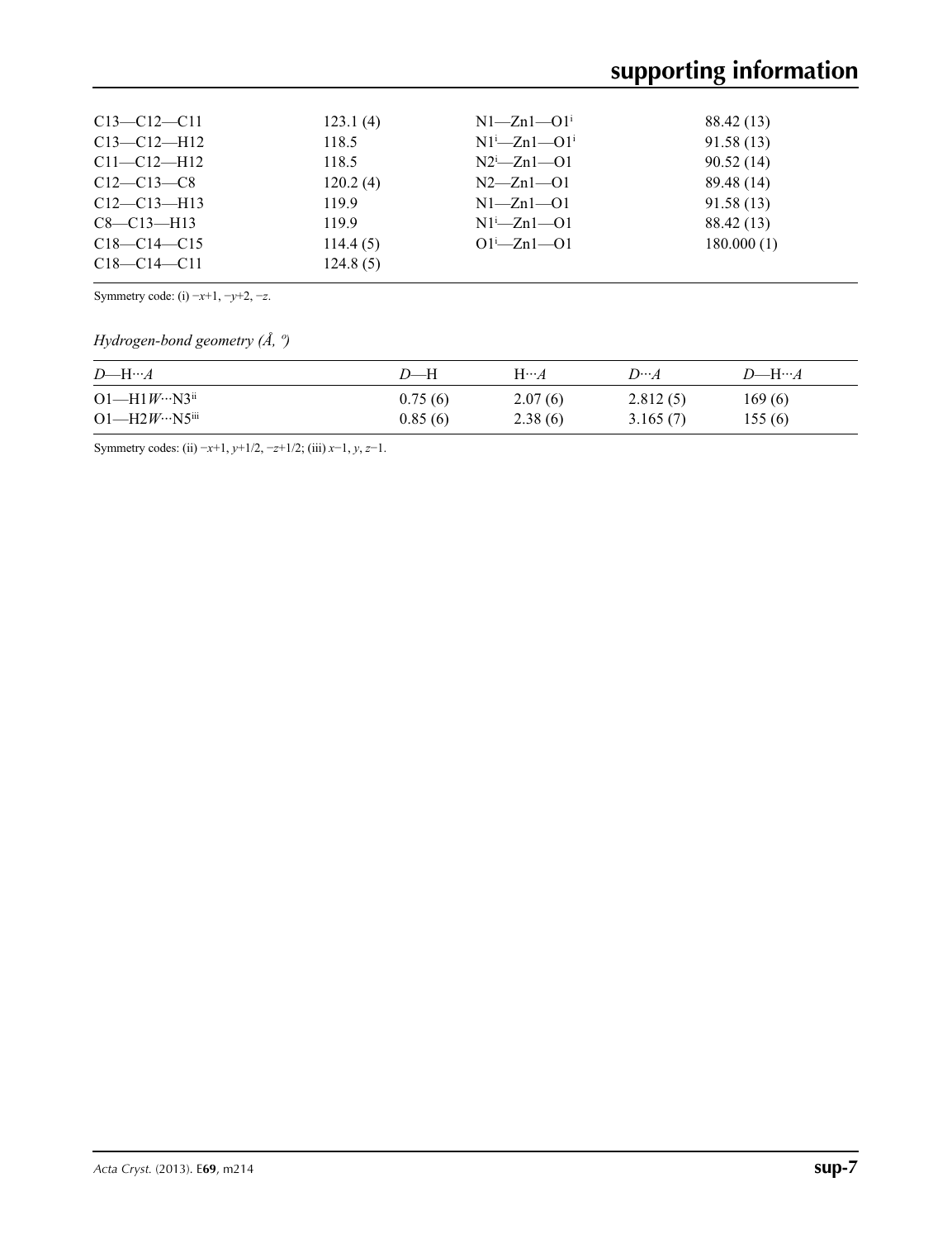| | | | |
|---|---|---|---|
| C13—C12—C11 | 123.1 (4) | N1—Zn1—O1$^{i}$ | 88.42 (13) |
| C13—C12—H12 | 118.5 | N1$^{i}$—Zn1—O1$^{i}$ | 91.58 (13) |
| C11—C12—H12 | 118.5 | N2$^{i}$—Zn1—O1 | 90.52 (14) |
| C12—C13—C8 | 120.2 (4) | N2—Zn1—O1 | 89.48 (14) |
| C12—C13—H13 | 119.9 | N1—Zn1—O1 | 91.58 (13) |
| C8—C13—H13 | 119.9 | N1$^{i}$—Zn1—O1 | 88.42 (13) |
| C18—C14—C15 | 114.4 (5) | O1$^{i}$—Zn1—O1 | 180.000 (1) |
| C18—C14—C11 | 124.8 (5) | | |

Symmetry code: (i) $-x+1, -y+2, -z$.

*Hydrogen-bond geometry (Å, º)*

| *D*—H···*A* | *D*—H | H···*A* | *D*···*A* | *D*—H···*A* |
|---|---|---|---|---|
| O1—H1*W*···N3$^{ii}$ | 0.75 (6) | 2.07 (6) | 2.812 (5) | 169 (6) |
| O1—H2*W*···N5$^{iii}$ | 0.85 (6) | 2.38 (6) | 3.165 (7) | 155 (6) |

Symmetry codes: (ii) $-x+1, y+1/2, -z+1/2$; (iii) $x-1, y, z-1$.